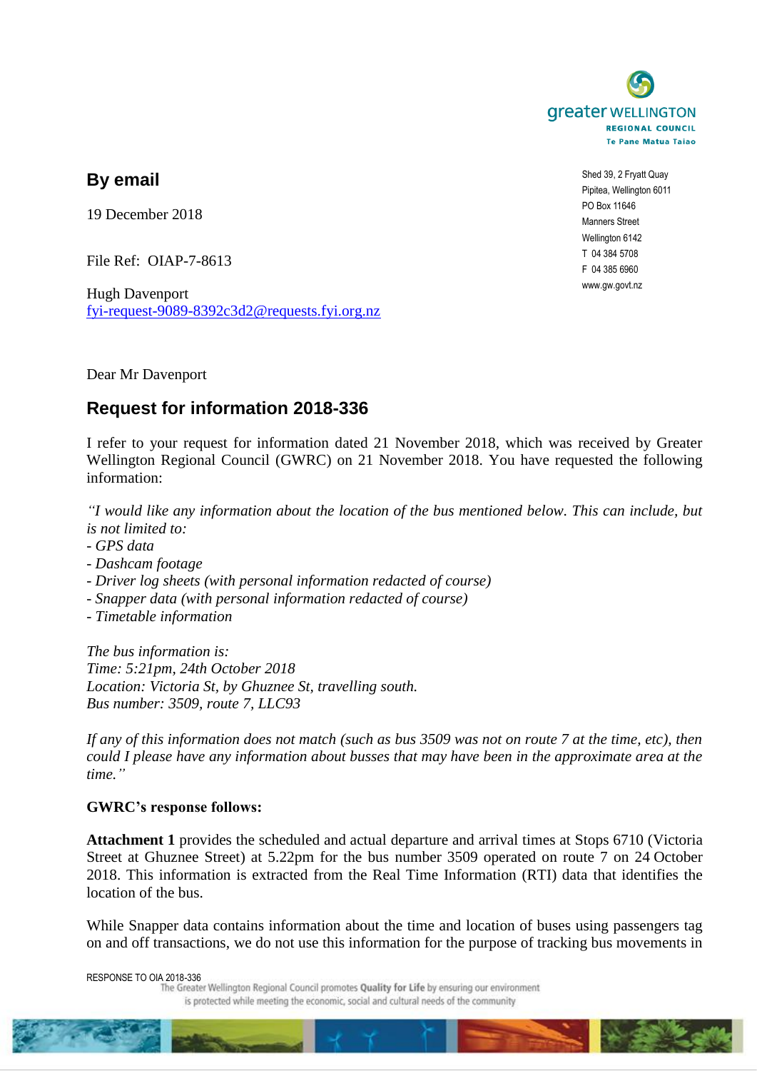greater WELLINGTON
REGIONAL COUNCIL
Te Pane Matua Taiao

Shed 39, 2 Fryatt Quay
Pipitea, Wellington 6011
PO Box 11646
Manners Street
Wellington 6142
T 04 384 5708
F 04 385 6960
www.gw.govt.nz

## By email

19 December 2018

File Ref: OIAP-7-8613

Hugh Davenport
fyi-request-9089-8392c3d2@requests.fyi.org.nz

Dear Mr Davenport

## Request for information 2018-336

I refer to your request for information dated 21 November 2018, which was received by Greater Wellington Regional Council (GWRC) on 21 November 2018. You have requested the following information:

*"I would like any information about the location of the bus mentioned below. This can include, but is not limited to:*
*- GPS data*
*- Dashcam footage*
*- Driver log sheets (with personal information redacted of course)*
*- Snapper data (with personal information redacted of course)*
*- Timetable information*

*The bus information is:*
*Time: 5:21pm, 24th October 2018*
*Location: Victoria St, by Ghuznee St, travelling south.*
*Bus number: 3509, route 7, LLC93*

*If any of this information does not match (such as bus 3509 was not on route 7 at the time, etc), then could I please have any information about busses that may have been in the approximate area at the time."*

**GWRC's response follows:**

**Attachment 1** provides the scheduled and actual departure and arrival times at Stops 6710 (Victoria Street at Ghuznee Street) at 5.22pm for the bus number 3509 operated on route 7 on 24 October 2018. This information is extracted from the Real Time Information (RTI) data that identifies the location of the bus.

While Snapper data contains information about the time and location of buses using passengers tag on and off transactions, we do not use this information for the purpose of tracking bus movements in

RESPONSE TO OIA 2018-336

The Greater Wellington Regional Council promotes **Quality for Life** by ensuring our environment is protected while meeting the economic, social and cultural needs of the community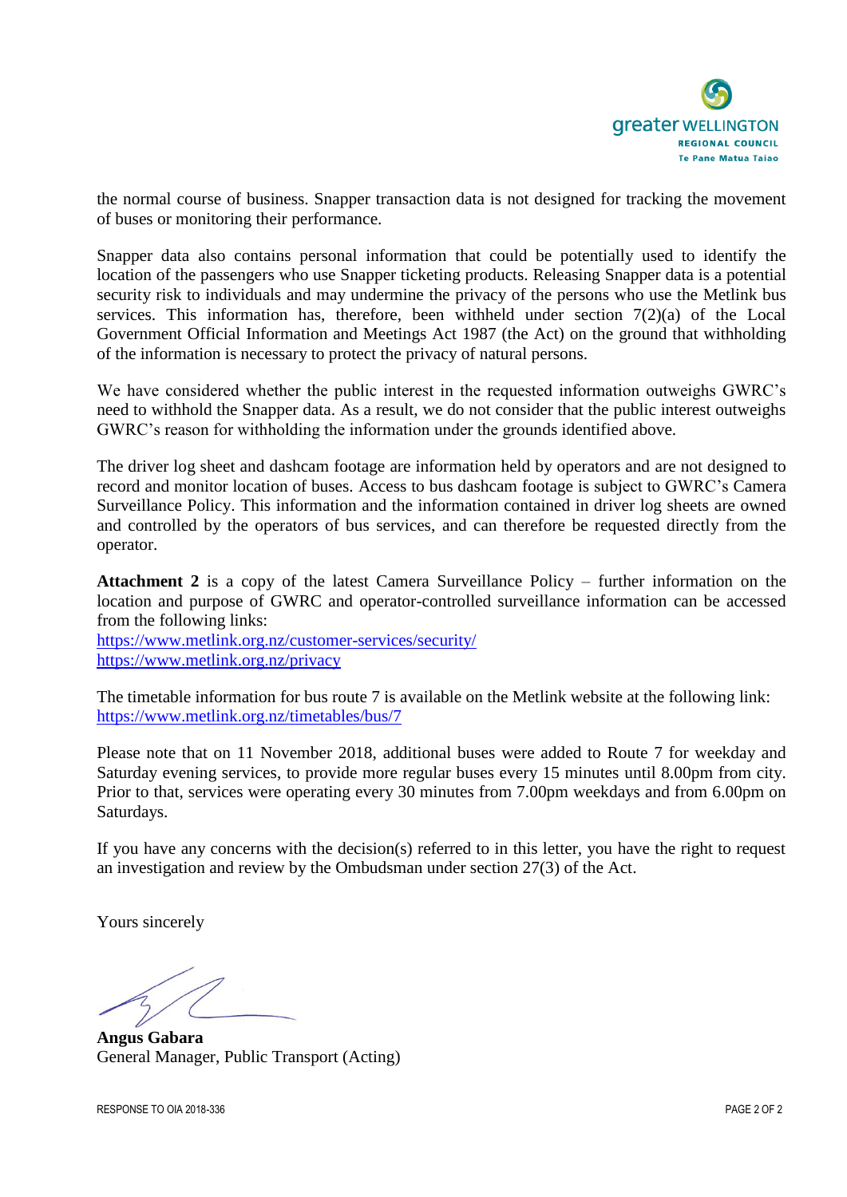the normal course of business. Snapper transaction data is not designed for tracking the movement of buses or monitoring their performance.

Snapper data also contains personal information that could be potentially used to identify the location of the passengers who use Snapper ticketing products. Releasing Snapper data is a potential security risk to individuals and may undermine the privacy of the persons who use the Metlink bus services. This information has, therefore, been withheld under section 7(2)(a) of the Local Government Official Information and Meetings Act 1987 (the Act) on the ground that withholding of the information is necessary to protect the privacy of natural persons.

We have considered whether the public interest in the requested information outweighs GWRC's need to withhold the Snapper data. As a result, we do not consider that the public interest outweighs GWRC's reason for withholding the information under the grounds identified above.

The driver log sheet and dashcam footage are information held by operators and are not designed to record and monitor location of buses. Access to bus dashcam footage is subject to GWRC's Camera Surveillance Policy. This information and the information contained in driver log sheets are owned and controlled by the operators of bus services, and can therefore be requested directly from the operator.

**Attachment 2** is a copy of the latest Camera Surveillance Policy – further information on the location and purpose of GWRC and operator-controlled surveillance information can be accessed from the following links:
https://www.metlink.org.nz/customer-services/security/
https://www.metlink.org.nz/privacy

The timetable information for bus route 7 is available on the Metlink website at the following link:
https://www.metlink.org.nz/timetables/bus/7

Please note that on 11 November 2018, additional buses were added to Route 7 for weekday and Saturday evening services, to provide more regular buses every 15 minutes until 8.00pm from city. Prior to that, services were operating every 30 minutes from 7.00pm weekdays and from 6.00pm on Saturdays.

If you have any concerns with the decision(s) referred to in this letter, you have the right to request an investigation and review by the Ombudsman under section 27(3) of the Act.

Yours sincerely

**Angus Gabara**
General Manager, Public Transport (Acting)

RESPONSE TO OIA 2018-336